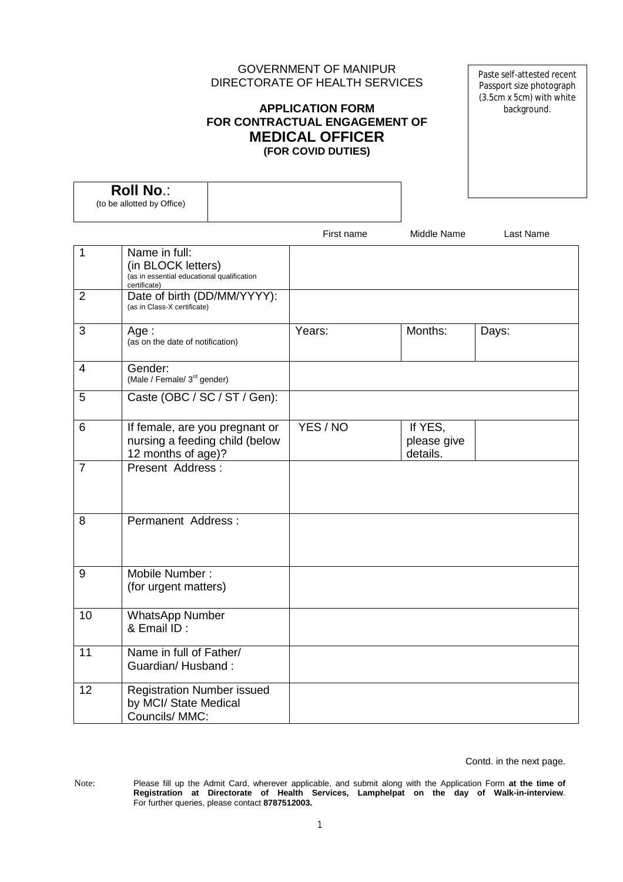GOVERNMENT OF MANIPUR
DIRECTORATE OF HEALTH SERVICES

Paste self-attested recent Passport size photograph (3.5cm x 5cm) with white background.

**APPLICATION FORM**
**FOR CONTRACTUAL ENGAGEMENT OF**
# MEDICAL OFFICER
**(FOR COVID DUTIES)**

| **Roll No.**: (to be allotted by Office) | |
|---|---|

| | | First name | Middle Name | Last Name |
|---|---|---|---|---|
| 1 | Name in full: (in BLOCK letters) (as in essential educational qualification certificate) | | | |
| 2 | Date of birth (DD/MM/YYYY): (as in Class-X certificate) | | | |
| 3 | Age : (as on the date of notification) | Years: | Months: | Days: |
| 4 | Gender: (Male / Female/ 3rd gender) | | | |
| 5 | Caste (OBC / SC / ST / Gen): | | | |
| 6 | If female, are you pregnant or nursing a feeding child (below 12 months of age)? | YES / NO | If YES, please give details. | |
| 7 | Present Address : | | | |
| 8 | Permanent Address : | | | |
| 9 | Mobile Number : (for urgent matters) | | | |
| 10 | WhatsApp Number & Email ID : | | | |
| 11 | Name in full of Father/ Guardian/ Husband : | | | |
| 12 | Registration Number issued by MCI/ State Medical Councils/ MMC: | | | |

Contd. in the next page.

Note: Please fill up the Admit Card, wherever applicable, and submit along with the Application Form **at the time of Registration at Directorate of Health Services, Lamphelpat on the day of Walk-in-interview**. For further queries, please contact **8787512003.**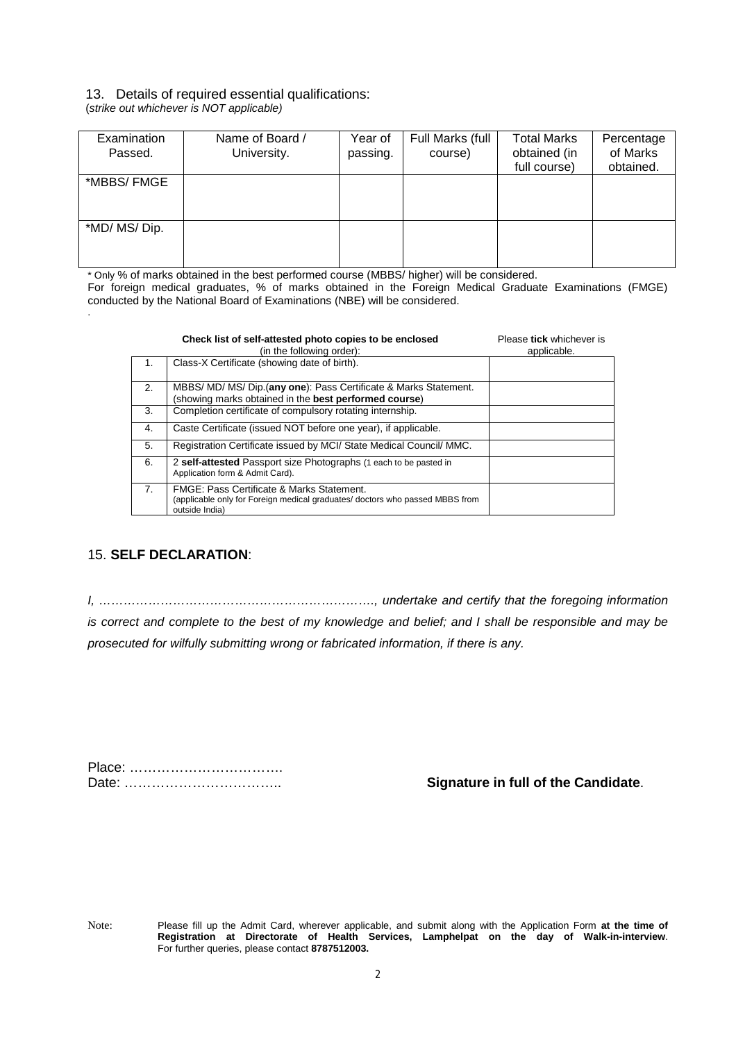## 13. Details of required essential qualifications:

(*strike out whichever is NOT applicable*)

| Examination Passed. | Name of Board / University. | Year of passing. | Full Marks (full course) | Total Marks obtained (in full course) | Percentage of Marks obtained. |
|---|---|---|---|---|---|
| *MBBS/ FMGE | | | | | |
| *MD/ MS/ Dip. | | | | | |

\* Only % of marks obtained in the best performed course (MBBS/ higher) will be considered.
For foreign medical graduates, % of marks obtained in the Foreign Medical Graduate Examinations (FMGE) conducted by the National Board of Examinations (NBE) will be considered.

| | **Check list of self-attested photo copies to be enclosed** (in the following order): | Please **tick** whichever is applicable. |
|---|---|---|
| 1. | Class-X Certificate (showing date of birth). | |
| 2. | MBBS/ MD/ MS/ Dip.(**any one**): Pass Certificate & Marks Statement. (showing marks obtained in the **best performed course**) | |
| 3. | Completion certificate of compulsory rotating internship. | |
| 4. | Caste Certificate (issued NOT before one year), if applicable. | |
| 5. | Registration Certificate issued by MCI/ State Medical Council/ MMC. | |
| 6. | 2 **self-attested** Passport size Photographs (1 each to be pasted in Application form & Admit Card). | |
| 7. | FMGE: Pass Certificate & Marks Statement. (applicable only for Foreign medical graduates/ doctors who passed MBBS from outside India) | |

## 15. **SELF DECLARATION**:

*I, ………………………………………………………., undertake and certify that the foregoing information is correct and complete to the best of my knowledge and belief; and I shall be responsible and may be prosecuted for wilfully submitting wrong or fabricated information, if there is any.*

Place: …………………………….

Date: ……………………………..

**Signature in full of the Candidate**.

Note: Please fill up the Admit Card, wherever applicable, and submit along with the Application Form **at the time of Registration at Directorate of Health Services, Lamphelpat on the day of Walk-in-interview**. For further queries, please contact **8787512003.**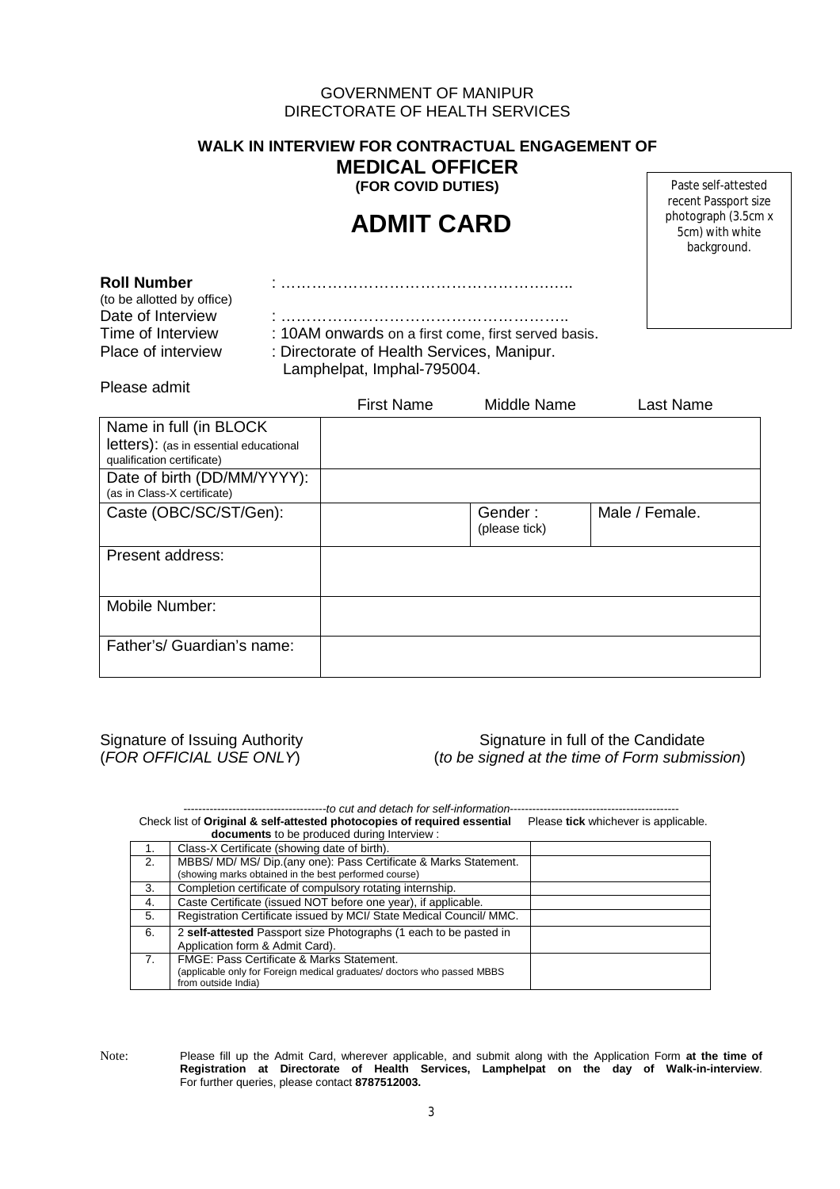GOVERNMENT OF MANIPUR
DIRECTORATE OF HEALTH SERVICES

**WALK IN INTERVIEW FOR CONTRACTUAL ENGAGEMENT OF**

# MEDICAL OFFICER

**(FOR COVID DUTIES)**

# ADMIT CARD

Paste self-attested recent Passport size photograph (3.5cm x 5cm) with white background.

**Roll Number** (to be allotted by office) : …………………………………………………

Date of Interview : ………………………………………………

Time of Interview : 10AM onwards on a first come, first served basis.

Place of interview : Directorate of Health Services, Manipur. Lamphelpat, Imphal-795004.

Please admit

| | First Name | Middle Name | Last Name |
|---|---|---|---|
| Name in full (in BLOCK letters): (as in essential educational qualification certificate) | | | |
| Date of birth (DD/MM/YYYY): (as in Class-X certificate) | | | |
| Caste (OBC/SC/ST/Gen): | | Gender : (please tick) | Male / Female. |
| Present address: | | | |
| Mobile Number: | | | |
| Father's/ Guardian's name: | | | |

Signature of Issuing Authority
(*FOR OFFICIAL USE ONLY*)

Signature in full of the Candidate
(*to be signed at the time of Form submission*)

---------------------------------------*to cut and detach for self-information*---------------------------------------------

| | Check list of **Original & self-attested photocopies of required essential documents** to be produced during Interview : | Please **tick** whichever is applicable. |
|---|---|---|
| 1. | Class-X Certificate (showing date of birth). | |
| 2. | MBBS/ MD/ MS/ Dip.(any one): Pass Certificate & Marks Statement. (showing marks obtained in the best performed course) | |
| 3. | Completion certificate of compulsory rotating internship. | |
| 4. | Caste Certificate (issued NOT before one year), if applicable. | |
| 5. | Registration Certificate issued by MCI/ State Medical Council/ MMC. | |
| 6. | 2 **self-attested** Passport size Photographs (1 each to be pasted in Application form & Admit Card). | |
| 7. | FMGE: Pass Certificate & Marks Statement. (applicable only for Foreign medical graduates/ doctors who passed MBBS from outside India) | |

Note: Please fill up the Admit Card, wherever applicable, and submit along with the Application Form **at the time of Registration at Directorate of Health Services, Lamphelpat on the day of Walk-in-interview**. For further queries, please contact **8787512003.**